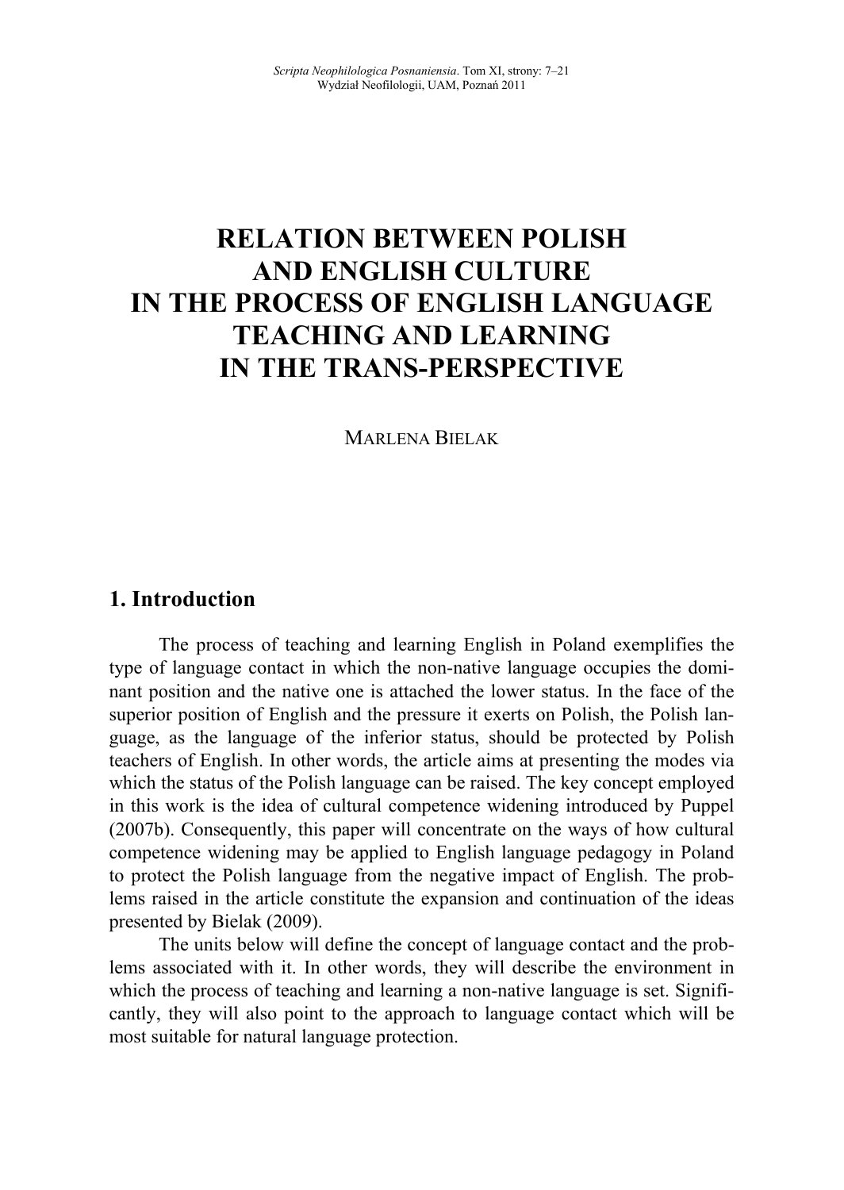# RELATION BETWEEN POLISH AND ENGLISH CULTURE IN THE PROCESS OF ENGLISH LANGUAGE TEACHING AND LEARNING IN THE TRANS-PERSPECTIVE

MARLENA BIELAK

## 1. Introduction

The process of teaching and learning English in Poland exemplifies the type of language contact in which the non-native language occupies the dominant position and the native one is attached the lower status. In the face of the superior position of English and the pressure it exerts on Polish, the Polish language, as the language of the inferior status, should be protected by Polish teachers of English. In other words, the article aims at presenting the modes via which the status of the Polish language can be raised. The key concept employed in this work is the idea of cultural competence widening introduced by Puppel (2007b). Consequently, this paper will concentrate on the ways of how cultural competence widening may be applied to English language pedagogy in Poland to protect the Polish language from the negative impact of English. The problems raised in the article constitute the expansion and continuation of the ideas presented by Bielak (2009).

The units below will define the concept of language contact and the problems associated with it. In other words, they will describe the environment in which the process of teaching and learning a non-native language is set. Significantly, they will also point to the approach to language contact which will be most suitable for natural language protection.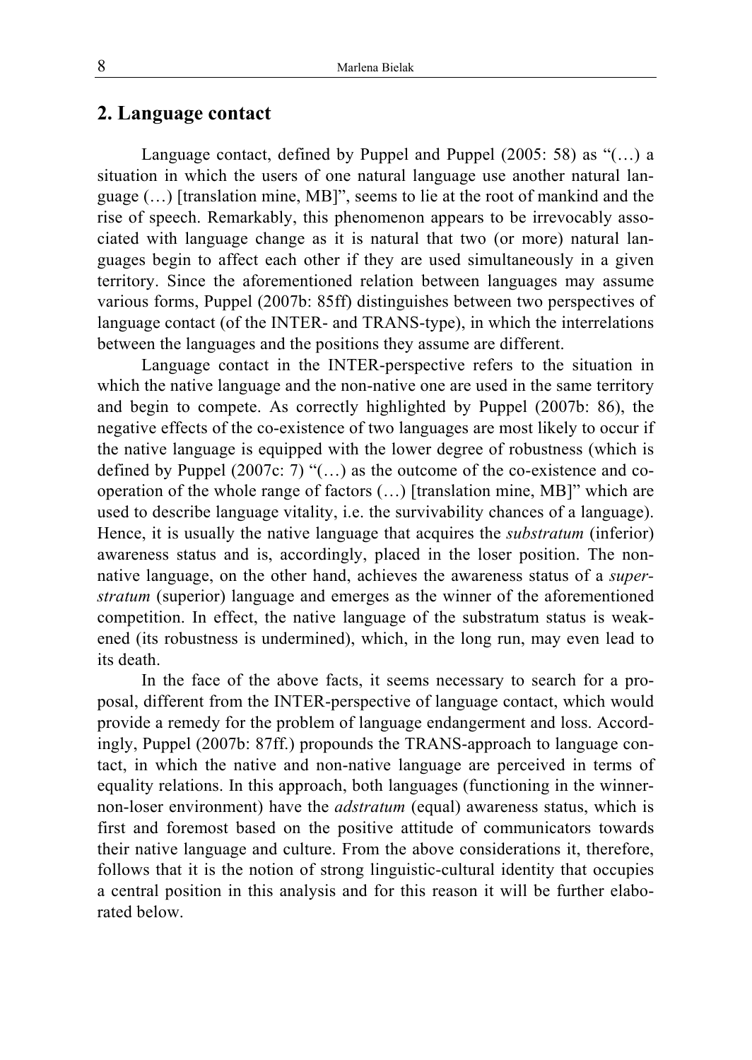## 2. Language contact

Language contact, defined by Puppel and Puppel (2005: 58) as "(…) a situation in which the users of one natural language use another natural language (…) [translation mine, MB]", seems to lie at the root of mankind and the rise of speech. Remarkably, this phenomenon appears to be irrevocably associated with language change as it is natural that two (or more) natural languages begin to affect each other if they are used simultaneously in a given territory. Since the aforementioned relation between languages may assume various forms, Puppel (2007b: 85ff) distinguishes between two perspectives of language contact (of the INTER- and TRANS-type), in which the interrelations between the languages and the positions they assume are different.

Language contact in the INTER-perspective refers to the situation in which the native language and the non-native one are used in the same territory and begin to compete. As correctly highlighted by Puppel (2007b: 86), the negative effects of the co-existence of two languages are most likely to occur if the native language is equipped with the lower degree of robustness (which is defined by Puppel (2007c: 7) "(…) as the outcome of the co-existence and co-operation of the whole range of factors (…) [translation mine, MB]" which are used to describe language vitality, i.e. the survivability chances of a language). Hence, it is usually the native language that acquires the *substratum* (inferior) awareness status and is, accordingly, placed in the loser position. The non-native language, on the other hand, achieves the awareness status of a *superstratum* (superior) language and emerges as the winner of the aforementioned competition. In effect, the native language of the substratum status is weakened (its robustness is undermined), which, in the long run, may even lead to its death.

In the face of the above facts, it seems necessary to search for a proposal, different from the INTER-perspective of language contact, which would provide a remedy for the problem of language endangerment and loss. Accordingly, Puppel (2007b: 87ff.) propounds the TRANS-approach to language contact, in which the native and non-native language are perceived in terms of equality relations. In this approach, both languages (functioning in the winner-non-loser environment) have the *adstratum* (equal) awareness status, which is first and foremost based on the positive attitude of communicators towards their native language and culture. From the above considerations it, therefore, follows that it is the notion of strong linguistic-cultural identity that occupies a central position in this analysis and for this reason it will be further elaborated below.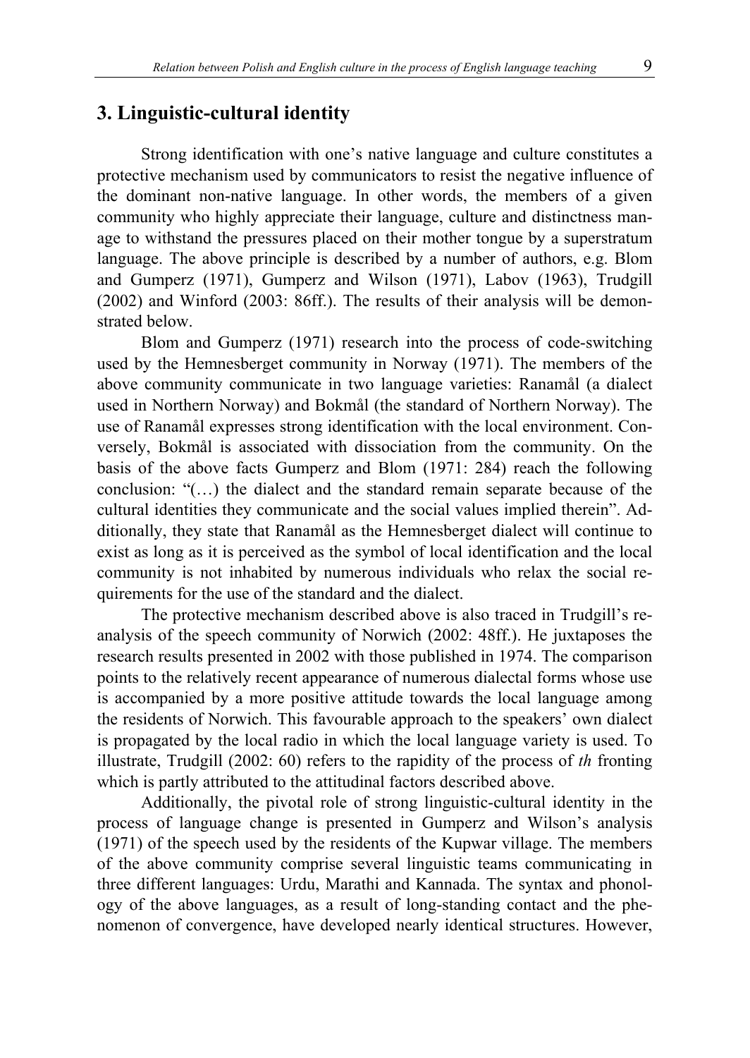## 3. Linguistic-cultural identity

Strong identification with one's native language and culture constitutes a protective mechanism used by communicators to resist the negative influence of the dominant non-native language. In other words, the members of a given community who highly appreciate their language, culture and distinctness manage to withstand the pressures placed on their mother tongue by a superstratum language. The above principle is described by a number of authors, e.g. Blom and Gumperz (1971), Gumperz and Wilson (1971), Labov (1963), Trudgill (2002) and Winford (2003: 86ff.). The results of their analysis will be demonstrated below.

Blom and Gumperz (1971) research into the process of code-switching used by the Hemnesberget community in Norway (1971). The members of the above community communicate in two language varieties: Ranamål (a dialect used in Northern Norway) and Bokmål (the standard of Northern Norway). The use of Ranamål expresses strong identification with the local environment. Conversely, Bokmål is associated with dissociation from the community. On the basis of the above facts Gumperz and Blom (1971: 284) reach the following conclusion: "(…) the dialect and the standard remain separate because of the cultural identities they communicate and the social values implied therein". Additionally, they state that Ranamål as the Hemnesberget dialect will continue to exist as long as it is perceived as the symbol of local identification and the local community is not inhabited by numerous individuals who relax the social requirements for the use of the standard and the dialect.

The protective mechanism described above is also traced in Trudgill's reanalysis of the speech community of Norwich (2002: 48ff.). He juxtaposes the research results presented in 2002 with those published in 1974. The comparison points to the relatively recent appearance of numerous dialectal forms whose use is accompanied by a more positive attitude towards the local language among the residents of Norwich. This favourable approach to the speakers' own dialect is propagated by the local radio in which the local language variety is used. To illustrate, Trudgill (2002: 60) refers to the rapidity of the process of *th* fronting which is partly attributed to the attitudinal factors described above.

Additionally, the pivotal role of strong linguistic-cultural identity in the process of language change is presented in Gumperz and Wilson's analysis (1971) of the speech used by the residents of the Kupwar village. The members of the above community comprise several linguistic teams communicating in three different languages: Urdu, Marathi and Kannada. The syntax and phonology of the above languages, as a result of long-standing contact and the phenomenon of convergence, have developed nearly identical structures. However,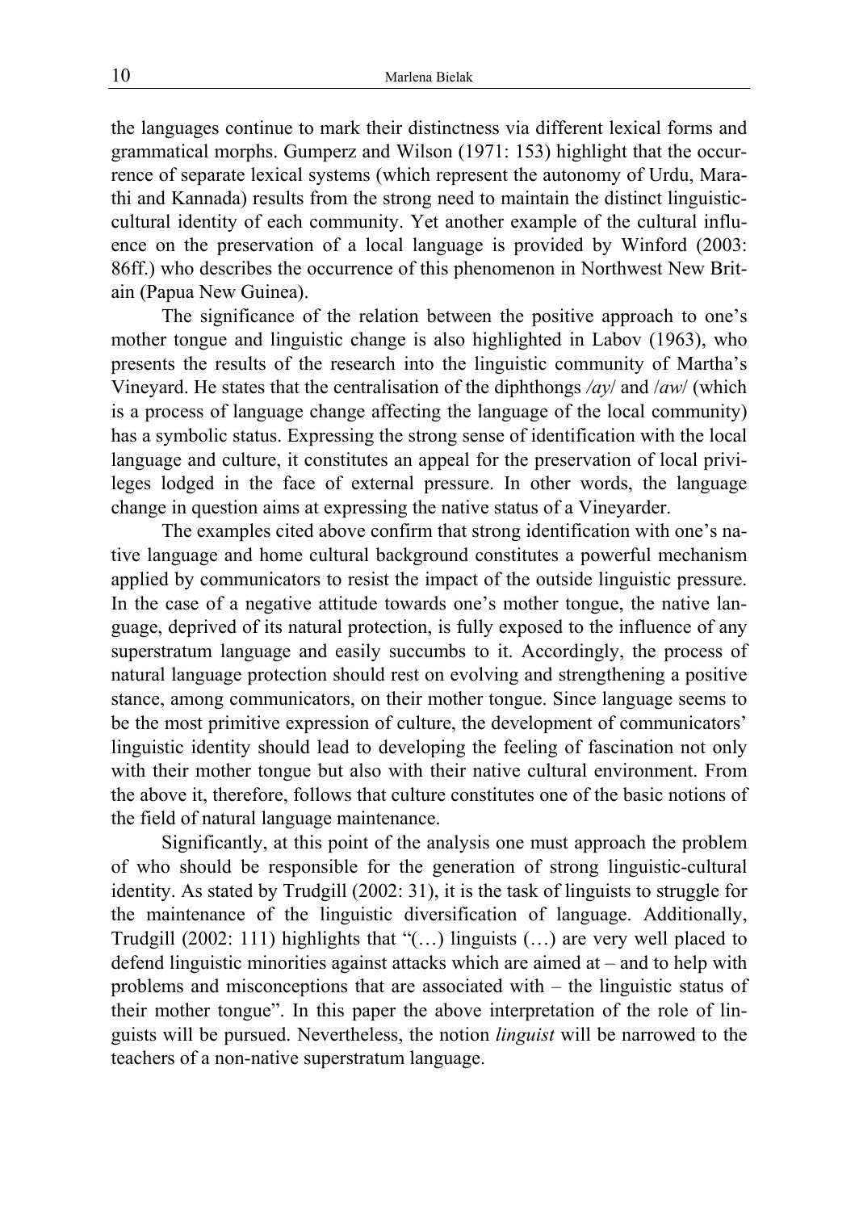the languages continue to mark their distinctness via different lexical forms and grammatical morphs. Gumperz and Wilson (1971: 153) highlight that the occurrence of separate lexical systems (which represent the autonomy of Urdu, Marathi and Kannada) results from the strong need to maintain the distinct linguistic-cultural identity of each community. Yet another example of the cultural influence on the preservation of a local language is provided by Winford (2003: 86ff.) who describes the occurrence of this phenomenon in Northwest New Britain (Papua New Guinea).

The significance of the relation between the positive approach to one's mother tongue and linguistic change is also highlighted in Labov (1963), who presents the results of the research into the linguistic community of Martha's Vineyard. He states that the centralisation of the diphthongs */ay*/ and /*aw*/ (which is a process of language change affecting the language of the local community) has a symbolic status. Expressing the strong sense of identification with the local language and culture, it constitutes an appeal for the preservation of local privileges lodged in the face of external pressure. In other words, the language change in question aims at expressing the native status of a Vineyarder.

The examples cited above confirm that strong identification with one's native language and home cultural background constitutes a powerful mechanism applied by communicators to resist the impact of the outside linguistic pressure. In the case of a negative attitude towards one's mother tongue, the native language, deprived of its natural protection, is fully exposed to the influence of any superstratum language and easily succumbs to it. Accordingly, the process of natural language protection should rest on evolving and strengthening a positive stance, among communicators, on their mother tongue. Since language seems to be the most primitive expression of culture, the development of communicators' linguistic identity should lead to developing the feeling of fascination not only with their mother tongue but also with their native cultural environment. From the above it, therefore, follows that culture constitutes one of the basic notions of the field of natural language maintenance.

Significantly, at this point of the analysis one must approach the problem of who should be responsible for the generation of strong linguistic-cultural identity. As stated by Trudgill (2002: 31), it is the task of linguists to struggle for the maintenance of the linguistic diversification of language. Additionally, Trudgill (2002: 111) highlights that "(…) linguists (…) are very well placed to defend linguistic minorities against attacks which are aimed at – and to help with problems and misconceptions that are associated with – the linguistic status of their mother tongue". In this paper the above interpretation of the role of linguists will be pursued. Nevertheless, the notion *linguist* will be narrowed to the teachers of a non-native superstratum language.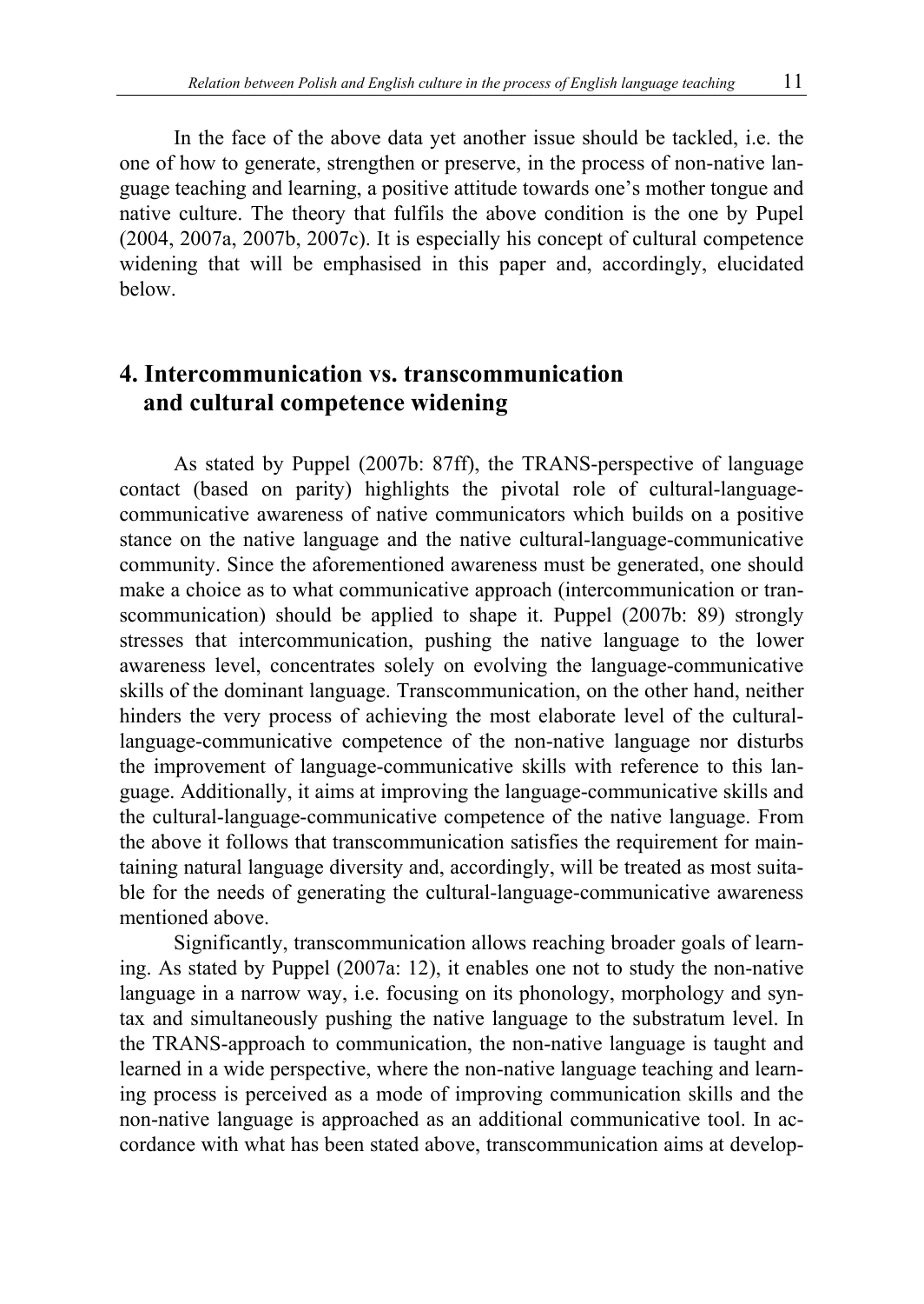In the face of the above data yet another issue should be tackled, i.e. the one of how to generate, strengthen or preserve, in the process of non-native language teaching and learning, a positive attitude towards one's mother tongue and native culture. The theory that fulfils the above condition is the one by Pupel (2004, 2007a, 2007b, 2007c). It is especially his concept of cultural competence widening that will be emphasised in this paper and, accordingly, elucidated below.

## 4. Intercommunication vs. transcommunication and cultural competence widening

As stated by Puppel (2007b: 87ff), the TRANS-perspective of language contact (based on parity) highlights the pivotal role of cultural-language-communicative awareness of native communicators which builds on a positive stance on the native language and the native cultural-language-communicative community. Since the aforementioned awareness must be generated, one should make a choice as to what communicative approach (intercommunication or transcommunication) should be applied to shape it. Puppel (2007b: 89) strongly stresses that intercommunication, pushing the native language to the lower awareness level, concentrates solely on evolving the language-communicative skills of the dominant language. Transcommunication, on the other hand, neither hinders the very process of achieving the most elaborate level of the cultural-language-communicative competence of the non-native language nor disturbs the improvement of language-communicative skills with reference to this language. Additionally, it aims at improving the language-communicative skills and the cultural-language-communicative competence of the native language. From the above it follows that transcommunication satisfies the requirement for maintaining natural language diversity and, accordingly, will be treated as most suitable for the needs of generating the cultural-language-communicative awareness mentioned above.

Significantly, transcommunication allows reaching broader goals of learning. As stated by Puppel (2007a: 12), it enables one not to study the non-native language in a narrow way, i.e. focusing on its phonology, morphology and syntax and simultaneously pushing the native language to the substratum level. In the TRANS-approach to communication, the non-native language is taught and learned in a wide perspective, where the non-native language teaching and learning process is perceived as a mode of improving communication skills and the non-native language is approached as an additional communicative tool. In accordance with what has been stated above, transcommunication aims at develop-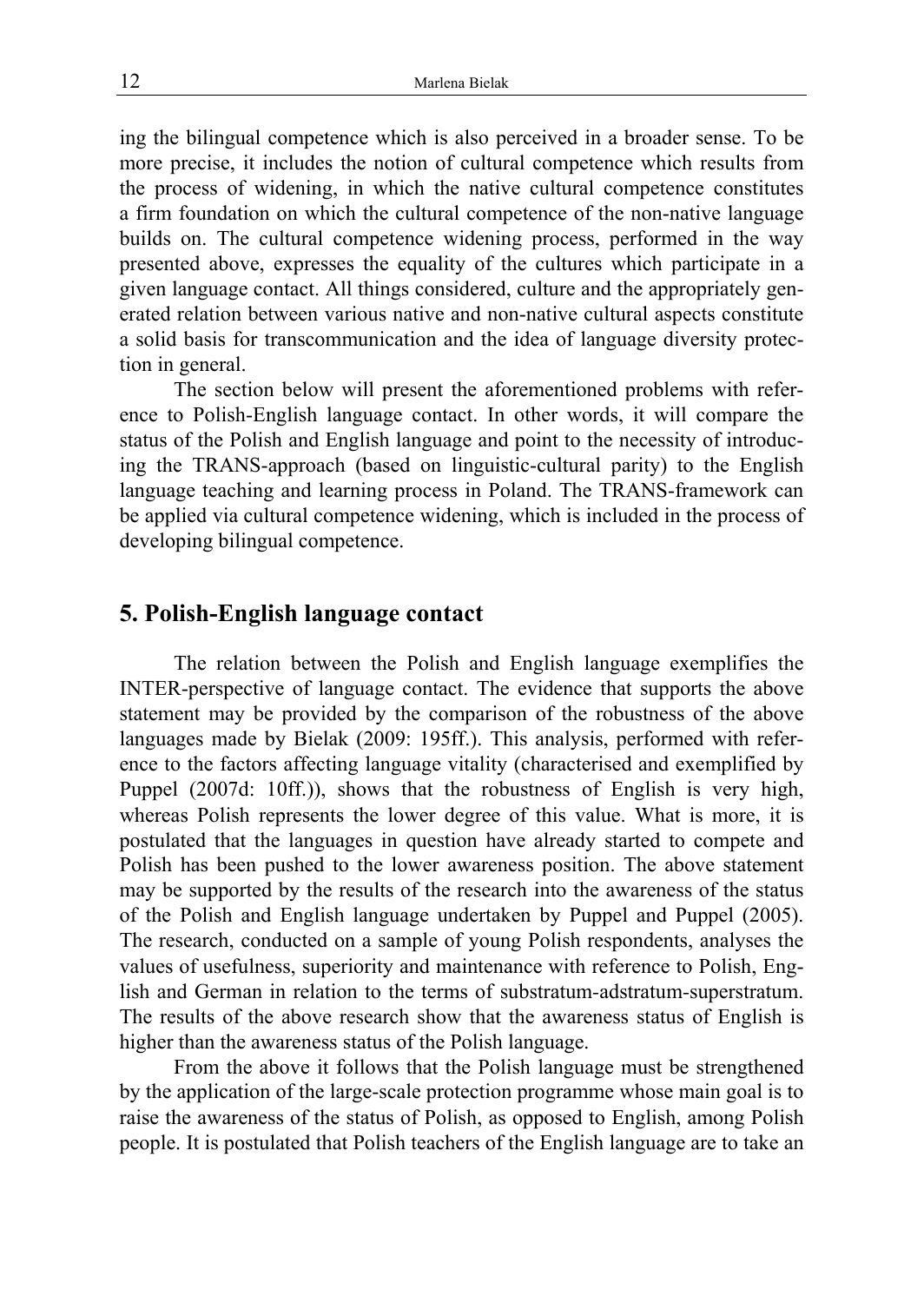ing the bilingual competence which is also perceived in a broader sense. To be more precise, it includes the notion of cultural competence which results from the process of widening, in which the native cultural competence constitutes a firm foundation on which the cultural competence of the non-native language builds on. The cultural competence widening process, performed in the way presented above, expresses the equality of the cultures which participate in a given language contact. All things considered, culture and the appropriately generated relation between various native and non-native cultural aspects constitute a solid basis for transcommunication and the idea of language diversity protection in general.

The section below will present the aforementioned problems with reference to Polish-English language contact. In other words, it will compare the status of the Polish and English language and point to the necessity of introducing the TRANS-approach (based on linguistic-cultural parity) to the English language teaching and learning process in Poland. The TRANS-framework can be applied via cultural competence widening, which is included in the process of developing bilingual competence.

## 5. Polish-English language contact

The relation between the Polish and English language exemplifies the INTER-perspective of language contact. The evidence that supports the above statement may be provided by the comparison of the robustness of the above languages made by Bielak (2009: 195ff.). This analysis, performed with reference to the factors affecting language vitality (characterised and exemplified by Puppel (2007d: 10ff.)), shows that the robustness of English is very high, whereas Polish represents the lower degree of this value. What is more, it is postulated that the languages in question have already started to compete and Polish has been pushed to the lower awareness position. The above statement may be supported by the results of the research into the awareness of the status of the Polish and English language undertaken by Puppel and Puppel (2005). The research, conducted on a sample of young Polish respondents, analyses the values of usefulness, superiority and maintenance with reference to Polish, English and German in relation to the terms of substratum-adstratum-superstratum. The results of the above research show that the awareness status of English is higher than the awareness status of the Polish language.

From the above it follows that the Polish language must be strengthened by the application of the large-scale protection programme whose main goal is to raise the awareness of the status of Polish, as opposed to English, among Polish people. It is postulated that Polish teachers of the English language are to take an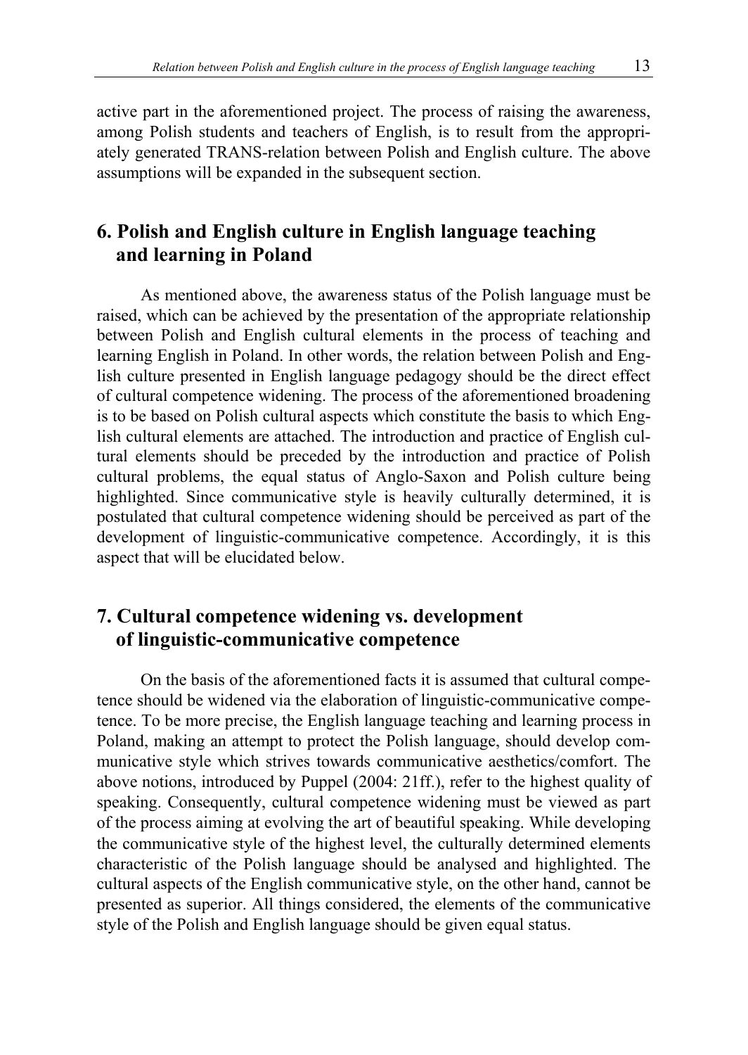active part in the aforementioned project. The process of raising the awareness, among Polish students and teachers of English, is to result from the appropriately generated TRANS-relation between Polish and English culture. The above assumptions will be expanded in the subsequent section.

## 6. Polish and English culture in English language teaching and learning in Poland

As mentioned above, the awareness status of the Polish language must be raised, which can be achieved by the presentation of the appropriate relationship between Polish and English cultural elements in the process of teaching and learning English in Poland. In other words, the relation between Polish and English culture presented in English language pedagogy should be the direct effect of cultural competence widening. The process of the aforementioned broadening is to be based on Polish cultural aspects which constitute the basis to which English cultural elements are attached. The introduction and practice of English cultural elements should be preceded by the introduction and practice of Polish cultural problems, the equal status of Anglo-Saxon and Polish culture being highlighted. Since communicative style is heavily culturally determined, it is postulated that cultural competence widening should be perceived as part of the development of linguistic-communicative competence. Accordingly, it is this aspect that will be elucidated below.

## 7. Cultural competence widening vs. development of linguistic-communicative competence

On the basis of the aforementioned facts it is assumed that cultural competence should be widened via the elaboration of linguistic-communicative competence. To be more precise, the English language teaching and learning process in Poland, making an attempt to protect the Polish language, should develop communicative style which strives towards communicative aesthetics/comfort. The above notions, introduced by Puppel (2004: 21ff.), refer to the highest quality of speaking. Consequently, cultural competence widening must be viewed as part of the process aiming at evolving the art of beautiful speaking. While developing the communicative style of the highest level, the culturally determined elements characteristic of the Polish language should be analysed and highlighted. The cultural aspects of the English communicative style, on the other hand, cannot be presented as superior. All things considered, the elements of the communicative style of the Polish and English language should be given equal status.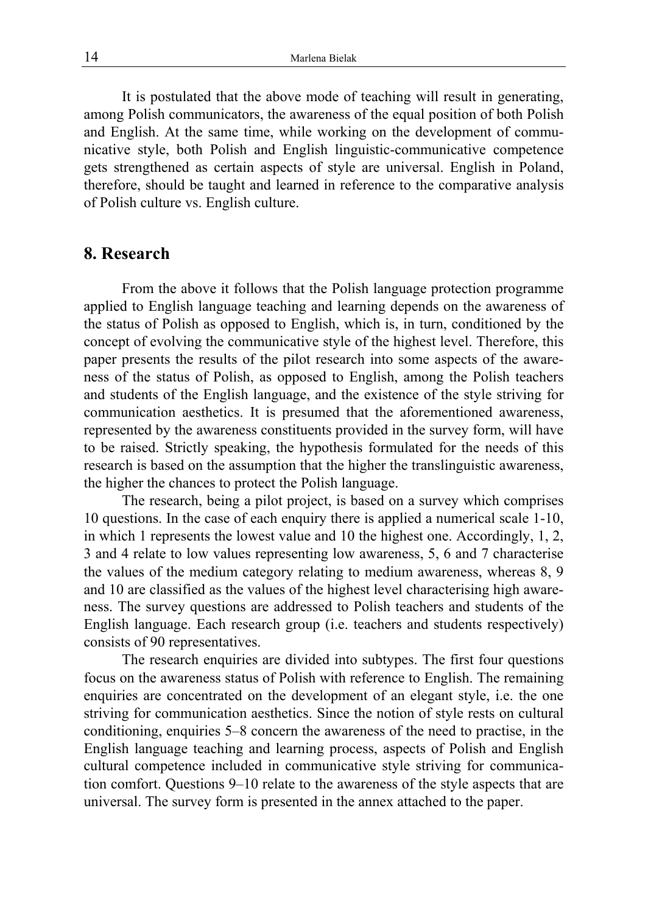It is postulated that the above mode of teaching will result in generating, among Polish communicators, the awareness of the equal position of both Polish and English. At the same time, while working on the development of communicative style, both Polish and English linguistic-communicative competence gets strengthened as certain aspects of style are universal. English in Poland, therefore, should be taught and learned in reference to the comparative analysis of Polish culture vs. English culture.

## 8. Research

From the above it follows that the Polish language protection programme applied to English language teaching and learning depends on the awareness of the status of Polish as opposed to English, which is, in turn, conditioned by the concept of evolving the communicative style of the highest level. Therefore, this paper presents the results of the pilot research into some aspects of the awareness of the status of Polish, as opposed to English, among the Polish teachers and students of the English language, and the existence of the style striving for communication aesthetics. It is presumed that the aforementioned awareness, represented by the awareness constituents provided in the survey form, will have to be raised. Strictly speaking, the hypothesis formulated for the needs of this research is based on the assumption that the higher the translinguistic awareness, the higher the chances to protect the Polish language.

The research, being a pilot project, is based on a survey which comprises 10 questions. In the case of each enquiry there is applied a numerical scale 1-10, in which 1 represents the lowest value and 10 the highest one. Accordingly, 1, 2, 3 and 4 relate to low values representing low awareness, 5, 6 and 7 characterise the values of the medium category relating to medium awareness, whereas 8, 9 and 10 are classified as the values of the highest level characterising high awareness. The survey questions are addressed to Polish teachers and students of the English language. Each research group (i.e. teachers and students respectively) consists of 90 representatives.

The research enquiries are divided into subtypes. The first four questions focus on the awareness status of Polish with reference to English. The remaining enquiries are concentrated on the development of an elegant style, i.e. the one striving for communication aesthetics. Since the notion of style rests on cultural conditioning, enquiries 5–8 concern the awareness of the need to practise, in the English language teaching and learning process, aspects of Polish and English cultural competence included in communicative style striving for communication comfort. Questions 9–10 relate to the awareness of the style aspects that are universal. The survey form is presented in the annex attached to the paper.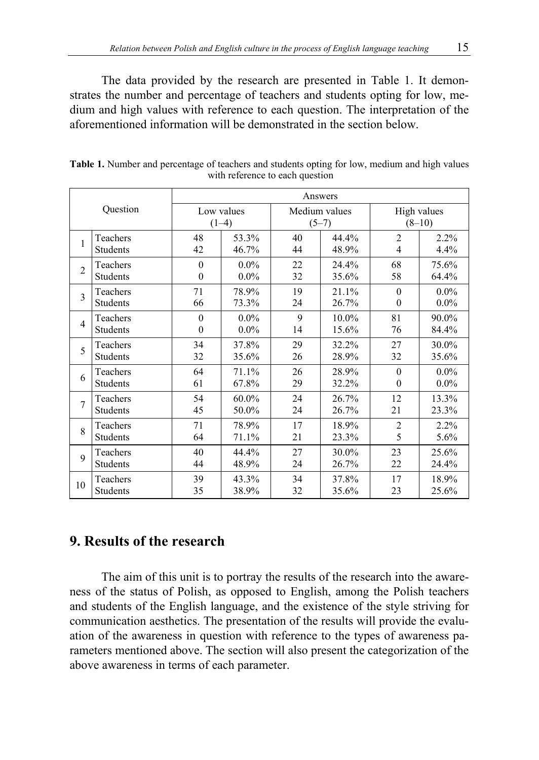The data provided by the research are presented in Table 1. It demonstrates the number and percentage of teachers and students opting for low, medium and high values with reference to each question. The interpretation of the aforementioned information will be demonstrated in the section below.

**Table 1.** Number and percentage of teachers and students opting for low, medium and high values with reference to each question

| Question | | Answers | | | | | |
|---|---|---|---|---|---|---|---|
| | | Low values (1–4) | | Medium values (5–7) | | High values (8–10) | |
| 1 | Teachers | 48 | 53.3% | 40 | 44.4% | 2 | 2.2% |
| | Students | 42 | 46.7% | 44 | 48.9% | 4 | 4.4% |
| 2 | Teachers | 0 | 0.0% | 22 | 24.4% | 68 | 75.6% |
| | Students | 0 | 0.0% | 32 | 35.6% | 58 | 64.4% |
| 3 | Teachers | 71 | 78.9% | 19 | 21.1% | 0 | 0.0% |
| | Students | 66 | 73.3% | 24 | 26.7% | 0 | 0.0% |
| 4 | Teachers | 0 | 0.0% | 9 | 10.0% | 81 | 90.0% |
| | Students | 0 | 0.0% | 14 | 15.6% | 76 | 84.4% |
| 5 | Teachers | 34 | 37.8% | 29 | 32.2% | 27 | 30.0% |
| | Students | 32 | 35.6% | 26 | 28.9% | 32 | 35.6% |
| 6 | Teachers | 64 | 71.1% | 26 | 28.9% | 0 | 0.0% |
| | Students | 61 | 67.8% | 29 | 32.2% | 0 | 0.0% |
| 7 | Teachers | 54 | 60.0% | 24 | 26.7% | 12 | 13.3% |
| | Students | 45 | 50.0% | 24 | 26.7% | 21 | 23.3% |
| 8 | Teachers | 71 | 78.9% | 17 | 18.9% | 2 | 2.2% |
| | Students | 64 | 71.1% | 21 | 23.3% | 5 | 5.6% |
| 9 | Teachers | 40 | 44.4% | 27 | 30.0% | 23 | 25.6% |
| | Students | 44 | 48.9% | 24 | 26.7% | 22 | 24.4% |
| 10 | Teachers | 39 | 43.3% | 34 | 37.8% | 17 | 18.9% |
| | Students | 35 | 38.9% | 32 | 35.6% | 23 | 25.6% |

## 9. Results of the research

The aim of this unit is to portray the results of the research into the awareness of the status of Polish, as opposed to English, among the Polish teachers and students of the English language, and the existence of the style striving for communication aesthetics. The presentation of the results will provide the evaluation of the awareness in question with reference to the types of awareness parameters mentioned above. The section will also present the categorization of the above awareness in terms of each parameter.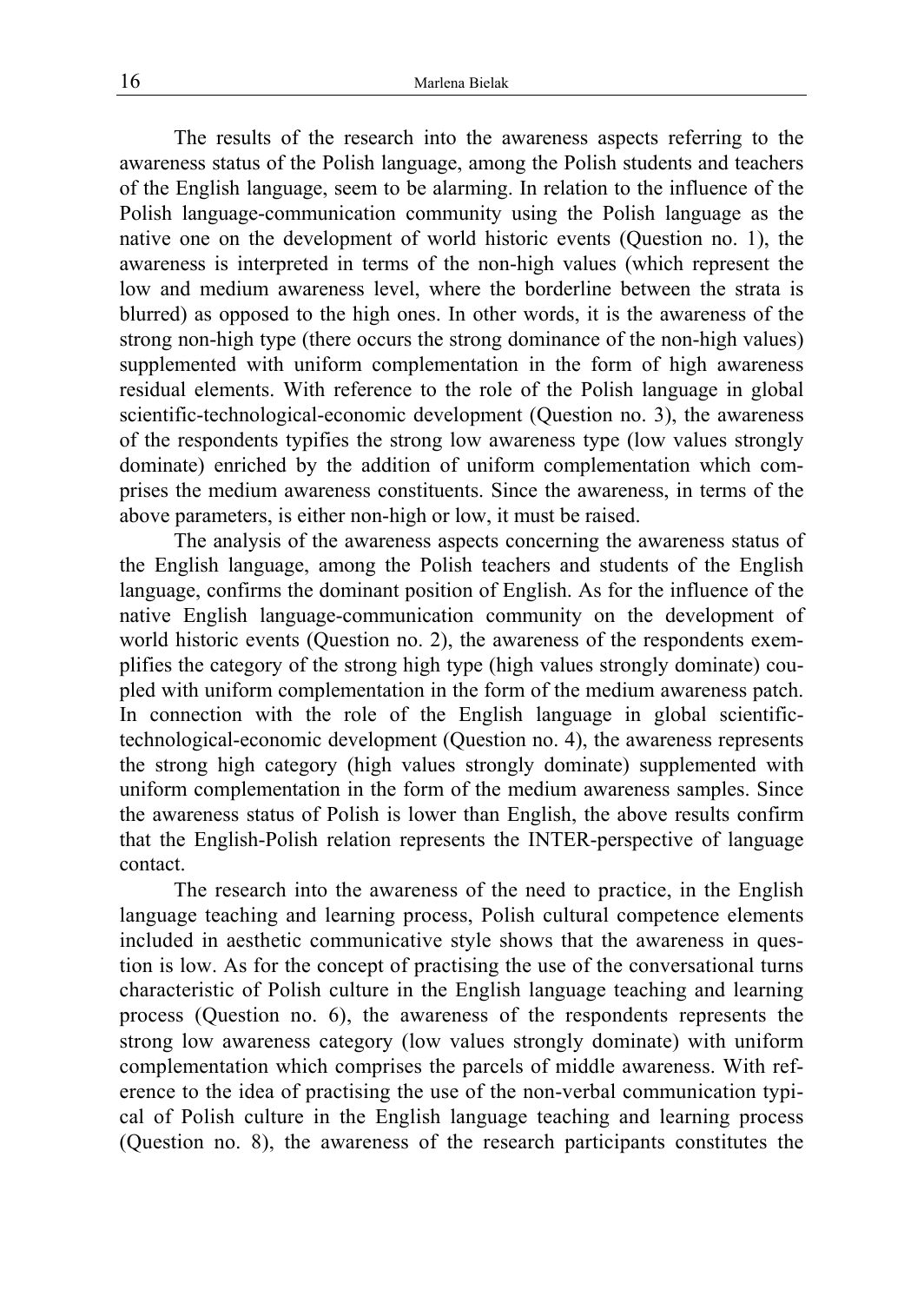The results of the research into the awareness aspects referring to the awareness status of the Polish language, among the Polish students and teachers of the English language, seem to be alarming. In relation to the influence of the Polish language-communication community using the Polish language as the native one on the development of world historic events (Question no. 1), the awareness is interpreted in terms of the non-high values (which represent the low and medium awareness level, where the borderline between the strata is blurred) as opposed to the high ones. In other words, it is the awareness of the strong non-high type (there occurs the strong dominance of the non-high values) supplemented with uniform complementation in the form of high awareness residual elements. With reference to the role of the Polish language in global scientific-technological-economic development (Question no. 3), the awareness of the respondents typifies the strong low awareness type (low values strongly dominate) enriched by the addition of uniform complementation which comprises the medium awareness constituents. Since the awareness, in terms of the above parameters, is either non-high or low, it must be raised.

The analysis of the awareness aspects concerning the awareness status of the English language, among the Polish teachers and students of the English language, confirms the dominant position of English. As for the influence of the native English language-communication community on the development of world historic events (Question no. 2), the awareness of the respondents exemplifies the category of the strong high type (high values strongly dominate) coupled with uniform complementation in the form of the medium awareness patch. In connection with the role of the English language in global scientific-technological-economic development (Question no. 4), the awareness represents the strong high category (high values strongly dominate) supplemented with uniform complementation in the form of the medium awareness samples. Since the awareness status of Polish is lower than English, the above results confirm that the English-Polish relation represents the INTER-perspective of language contact.

The research into the awareness of the need to practice, in the English language teaching and learning process, Polish cultural competence elements included in aesthetic communicative style shows that the awareness in question is low. As for the concept of practising the use of the conversational turns characteristic of Polish culture in the English language teaching and learning process (Question no. 6), the awareness of the respondents represents the strong low awareness category (low values strongly dominate) with uniform complementation which comprises the parcels of middle awareness. With reference to the idea of practising the use of the non-verbal communication typical of Polish culture in the English language teaching and learning process (Question no. 8), the awareness of the research participants constitutes the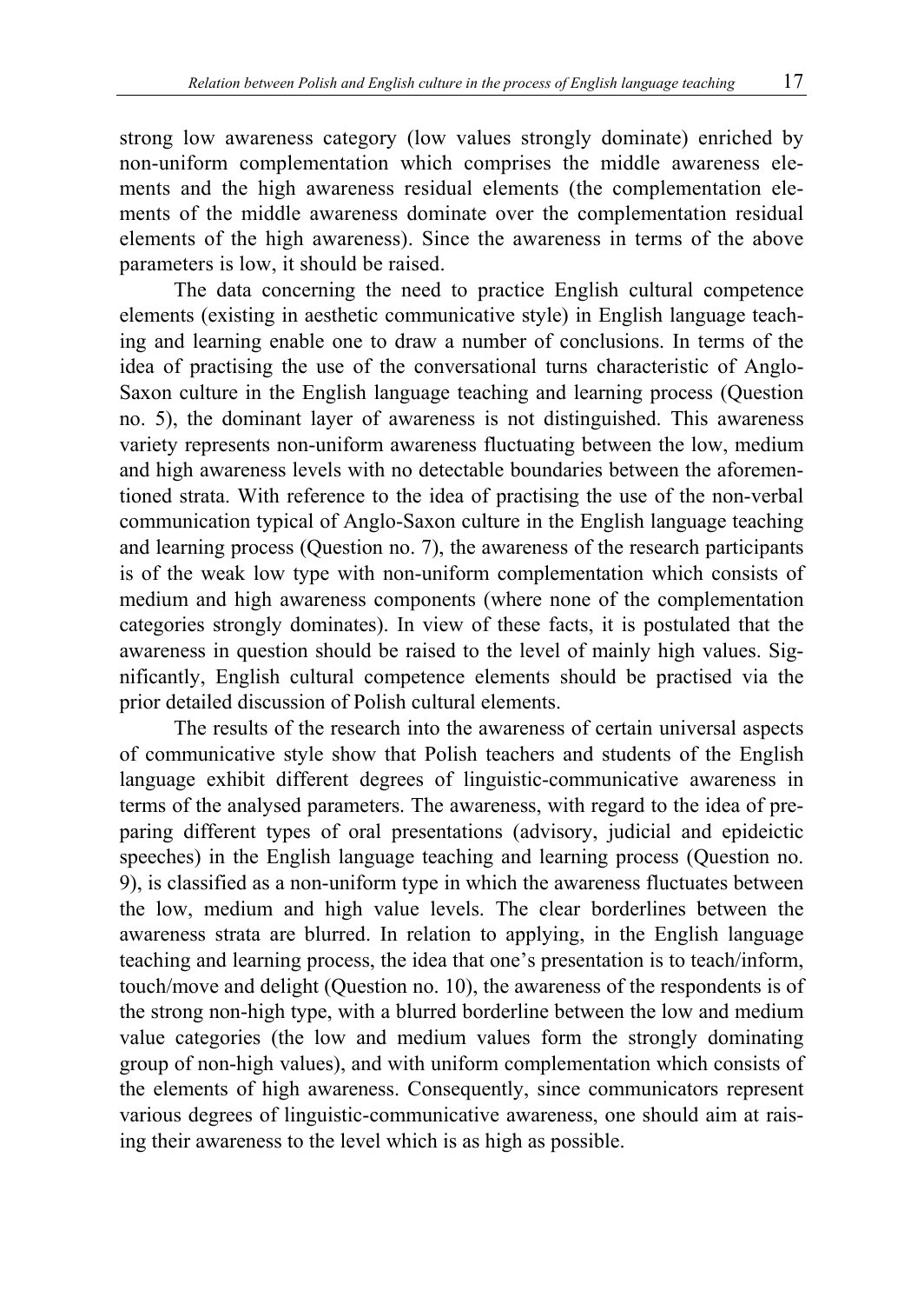strong low awareness category (low values strongly dominate) enriched by non-uniform complementation which comprises the middle awareness elements and the high awareness residual elements (the complementation elements of the middle awareness dominate over the complementation residual elements of the high awareness). Since the awareness in terms of the above parameters is low, it should be raised.

The data concerning the need to practice English cultural competence elements (existing in aesthetic communicative style) in English language teaching and learning enable one to draw a number of conclusions. In terms of the idea of practising the use of the conversational turns characteristic of Anglo-Saxon culture in the English language teaching and learning process (Question no. 5), the dominant layer of awareness is not distinguished. This awareness variety represents non-uniform awareness fluctuating between the low, medium and high awareness levels with no detectable boundaries between the aforementioned strata. With reference to the idea of practising the use of the non-verbal communication typical of Anglo-Saxon culture in the English language teaching and learning process (Question no. 7), the awareness of the research participants is of the weak low type with non-uniform complementation which consists of medium and high awareness components (where none of the complementation categories strongly dominates). In view of these facts, it is postulated that the awareness in question should be raised to the level of mainly high values. Significantly, English cultural competence elements should be practised via the prior detailed discussion of Polish cultural elements.

The results of the research into the awareness of certain universal aspects of communicative style show that Polish teachers and students of the English language exhibit different degrees of linguistic-communicative awareness in terms of the analysed parameters. The awareness, with regard to the idea of preparing different types of oral presentations (advisory, judicial and epideictic speeches) in the English language teaching and learning process (Question no. 9), is classified as a non-uniform type in which the awareness fluctuates between the low, medium and high value levels. The clear borderlines between the awareness strata are blurred. In relation to applying, in the English language teaching and learning process, the idea that one's presentation is to teach/inform, touch/move and delight (Question no. 10), the awareness of the respondents is of the strong non-high type, with a blurred borderline between the low and medium value categories (the low and medium values form the strongly dominating group of non-high values), and with uniform complementation which consists of the elements of high awareness. Consequently, since communicators represent various degrees of linguistic-communicative awareness, one should aim at raising their awareness to the level which is as high as possible.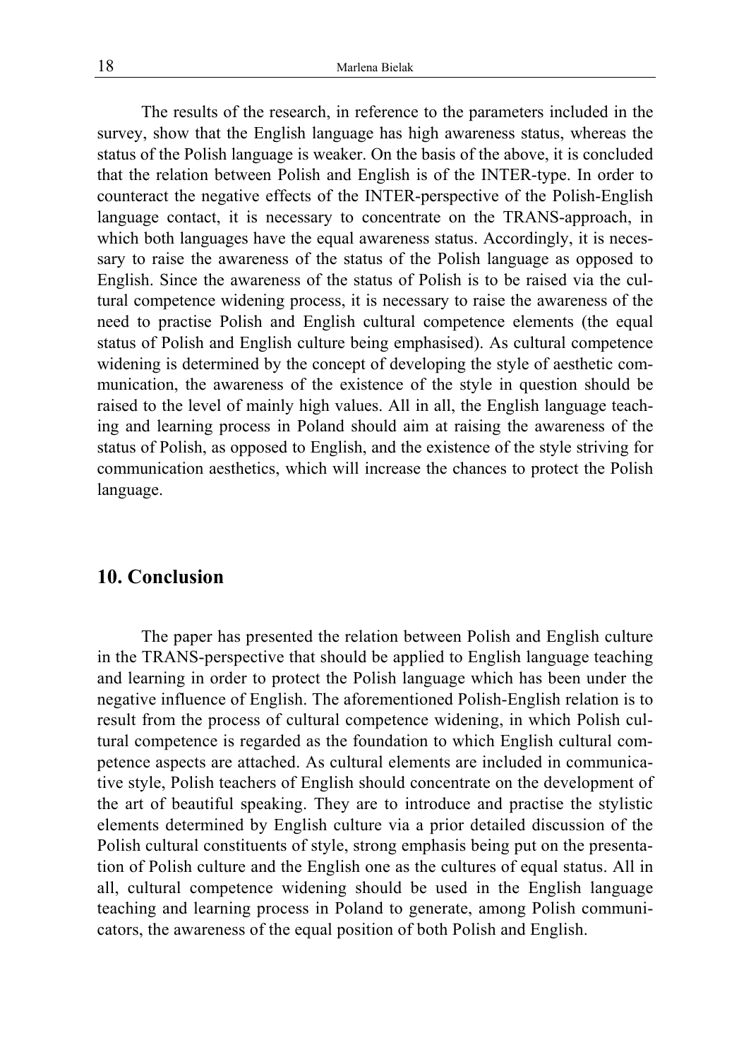The results of the research, in reference to the parameters included in the survey, show that the English language has high awareness status, whereas the status of the Polish language is weaker. On the basis of the above, it is concluded that the relation between Polish and English is of the INTER-type. In order to counteract the negative effects of the INTER-perspective of the Polish-English language contact, it is necessary to concentrate on the TRANS-approach, in which both languages have the equal awareness status. Accordingly, it is necessary to raise the awareness of the status of the Polish language as opposed to English. Since the awareness of the status of Polish is to be raised via the cultural competence widening process, it is necessary to raise the awareness of the need to practise Polish and English cultural competence elements (the equal status of Polish and English culture being emphasised). As cultural competence widening is determined by the concept of developing the style of aesthetic communication, the awareness of the existence of the style in question should be raised to the level of mainly high values. All in all, the English language teaching and learning process in Poland should aim at raising the awareness of the status of Polish, as opposed to English, and the existence of the style striving for communication aesthetics, which will increase the chances to protect the Polish language.

## 10. Conclusion

The paper has presented the relation between Polish and English culture in the TRANS-perspective that should be applied to English language teaching and learning in order to protect the Polish language which has been under the negative influence of English. The aforementioned Polish-English relation is to result from the process of cultural competence widening, in which Polish cultural competence is regarded as the foundation to which English cultural competence aspects are attached. As cultural elements are included in communicative style, Polish teachers of English should concentrate on the development of the art of beautiful speaking. They are to introduce and practise the stylistic elements determined by English culture via a prior detailed discussion of the Polish cultural constituents of style, strong emphasis being put on the presentation of Polish culture and the English one as the cultures of equal status. All in all, cultural competence widening should be used in the English language teaching and learning process in Poland to generate, among Polish communicators, the awareness of the equal position of both Polish and English.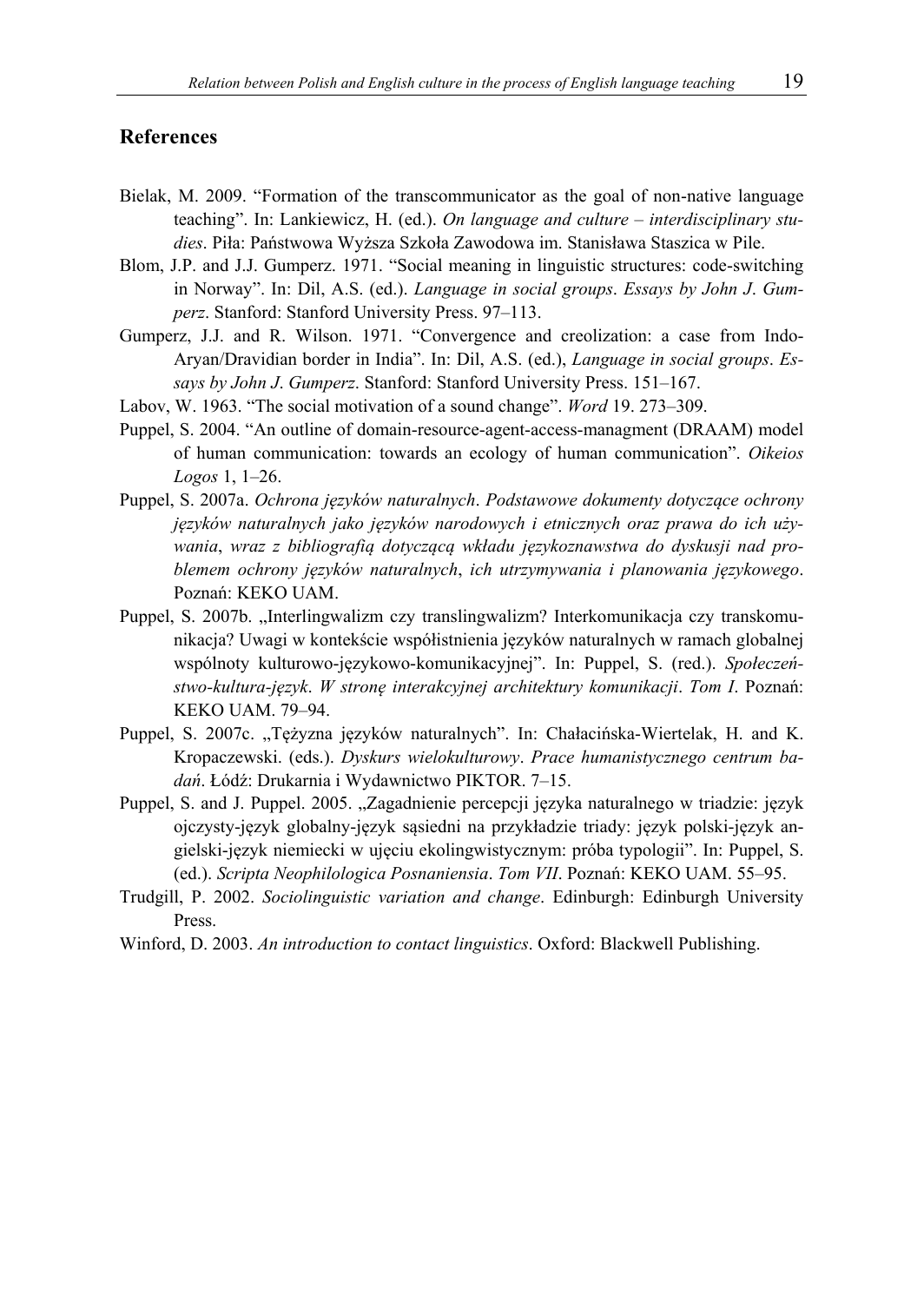## References

Bielak, M. 2009. "Formation of the transcommunicator as the goal of non-native language teaching". In: Lankiewicz, H. (ed.). *On language and culture – interdisciplinary studies*. Piła: Państwowa Wyższa Szkoła Zawodowa im. Stanisława Staszica w Pile.

Blom, J.P. and J.J. Gumperz. 1971. "Social meaning in linguistic structures: code-switching in Norway". In: Dil, A.S. (ed.). *Language in social groups*. *Essays by John J*. *Gumperz*. Stanford: Stanford University Press. 97–113.

Gumperz, J.J. and R. Wilson. 1971. "Convergence and creolization: a case from Indo-Aryan/Dravidian border in India". In: Dil, A.S. (ed.), *Language in social groups*. *Essays by John J*. *Gumperz*. Stanford: Stanford University Press. 151–167.

Labov, W. 1963. "The social motivation of a sound change". *Word* 19. 273–309.

Puppel, S. 2004. "An outline of domain-resource-agent-access-managment (DRAAM) model of human communication: towards an ecology of human communication". *Oikeios Logos* 1, 1–26.

Puppel, S. 2007a. *Ochrona języków naturalnych*. *Podstawowe dokumenty dotyczące ochrony języków naturalnych jako języków narodowych i etnicznych oraz prawa do ich używania*, *wraz z bibliografią dotyczącą wkładu językoznawstwa do dyskusji nad problemem ochrony języków naturalnych*, *ich utrzymywania i planowania językowego*. Poznań: KEKO UAM.

Puppel, S. 2007b. „Interlingwalizm czy translingwalizm? Interkomunikacja czy transkomunikacja? Uwagi w kontekście współistnienia języków naturalnych w ramach globalnej wspólnoty kulturowo-językowo-komunikacyjnej". In: Puppel, S. (red.). *Społeczeństwo-kultura-język*. *W stronę interakcyjnej architektury komunikacji*. *Tom I*. Poznań: KEKO UAM. 79–94.

Puppel, S. 2007c. „Tężyzna języków naturalnych". In: Chałacińska-Wiertelak, H. and K. Kropaczewski. (eds.). *Dyskurs wielokulturowy*. *Prace humanistycznego centrum badań*. Łódź: Drukarnia i Wydawnictwo PIKTOR. 7–15.

Puppel, S. and J. Puppel. 2005. „Zagadnienie percepcji języka naturalnego w triadzie: język ojczysty-język globalny-język sąsiedni na przykładzie triady: język polski-język angielski-język niemiecki w ujęciu ekolingwistycznym: próba typologii". In: Puppel, S. (ed.). *Scripta Neophilologica Posnaniensia*. *Tom VII*. Poznań: KEKO UAM. 55–95.

Trudgill, P. 2002. *Sociolinguistic variation and change*. Edinburgh: Edinburgh University Press.

Winford, D. 2003. *An introduction to contact linguistics*. Oxford: Blackwell Publishing.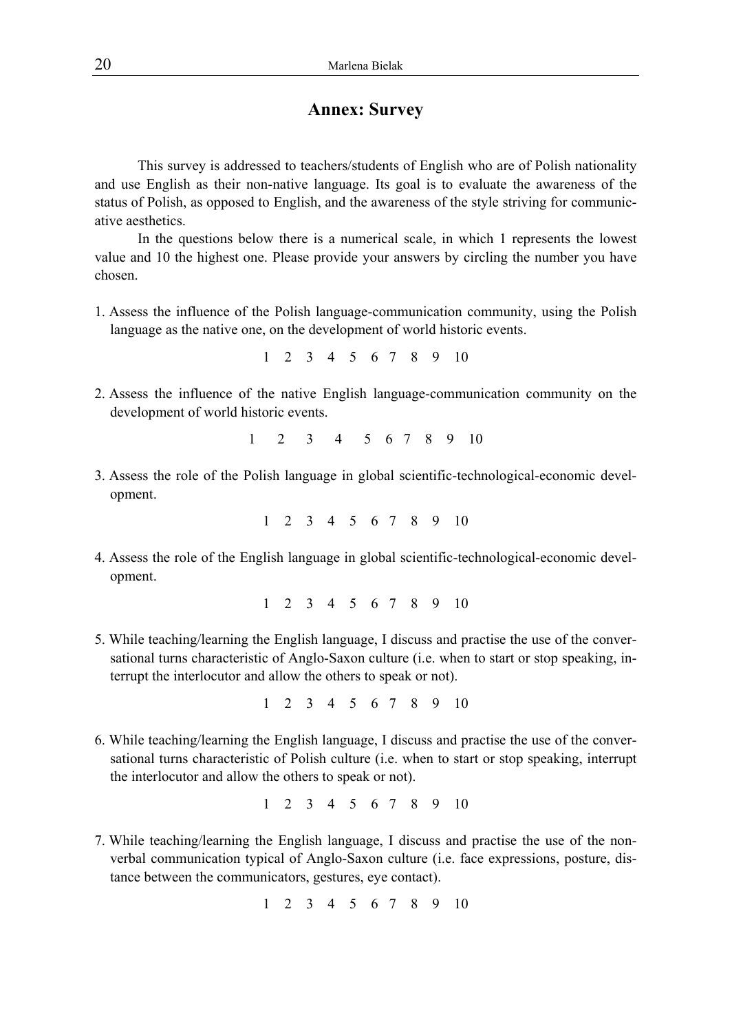## Annex: Survey

This survey is addressed to teachers/students of English who are of Polish nationality and use English as their non-native language. Its goal is to evaluate the awareness of the status of Polish, as opposed to English, and the awareness of the style striving for communicative aesthetics.

In the questions below there is a numerical scale, in which 1 represents the lowest value and 10 the highest one. Please provide your answers by circling the number you have chosen.

1. Assess the influence of the Polish language-communication community, using the Polish language as the native one, on the development of world historic events.

   1 2 3 4 5 6 7 8 9 10

2. Assess the influence of the native English language-communication community on the development of world historic events.

   1 2 3 4 5 6 7 8 9 10

3. Assess the role of the Polish language in global scientific-technological-economic development.

   1 2 3 4 5 6 7 8 9 10

4. Assess the role of the English language in global scientific-technological-economic development.

   1 2 3 4 5 6 7 8 9 10

5. While teaching/learning the English language, I discuss and practise the use of the conversational turns characteristic of Anglo-Saxon culture (i.e. when to start or stop speaking, interrupt the interlocutor and allow the others to speak or not).

   1 2 3 4 5 6 7 8 9 10

6. While teaching/learning the English language, I discuss and practise the use of the conversational turns characteristic of Polish culture (i.e. when to start or stop speaking, interrupt the interlocutor and allow the others to speak or not).

   1 2 3 4 5 6 7 8 9 10

7. While teaching/learning the English language, I discuss and practise the use of the non-verbal communication typical of Anglo-Saxon culture (i.e. face expressions, posture, distance between the communicators, gestures, eye contact).

   1 2 3 4 5 6 7 8 9 10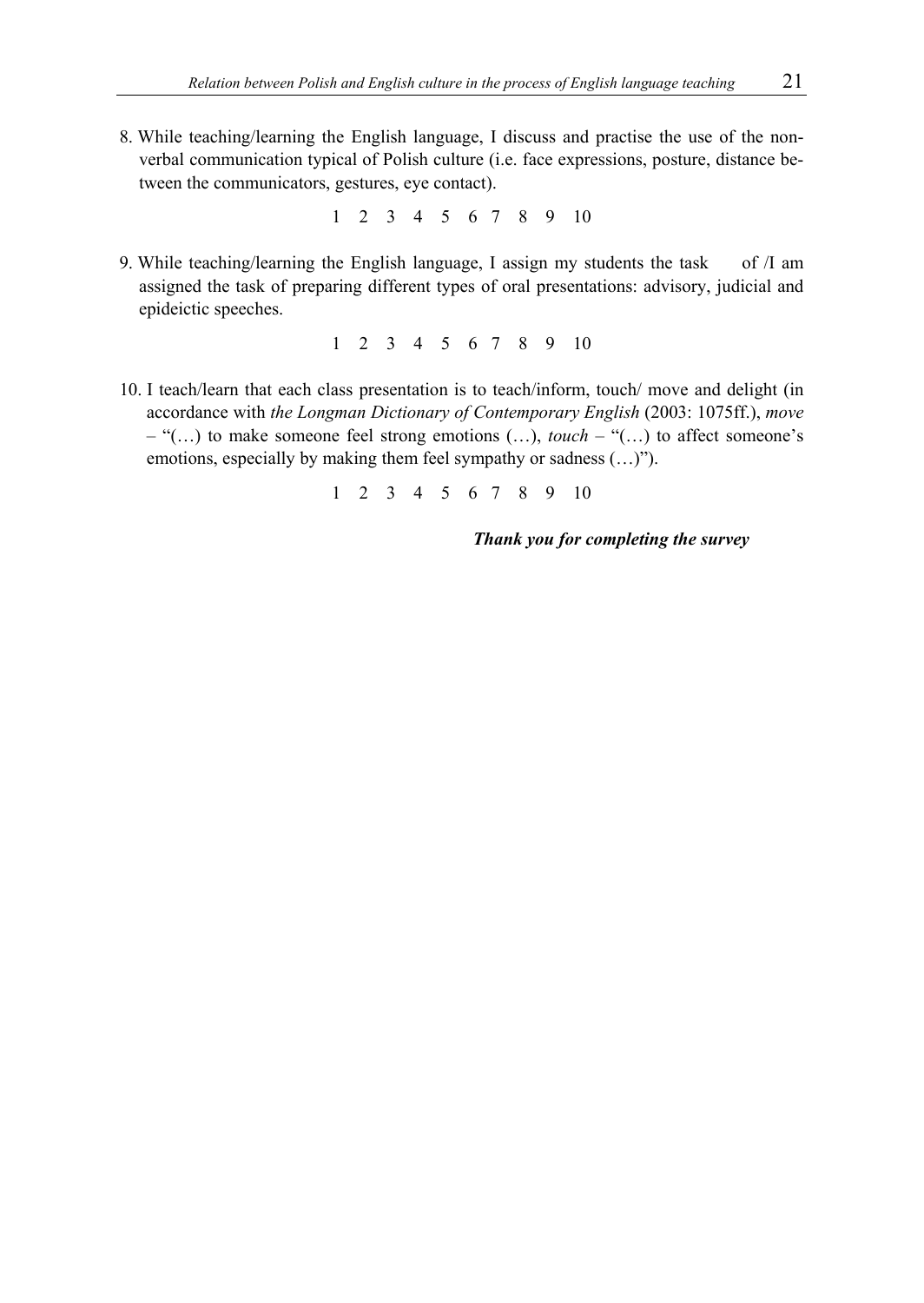8. While teaching/learning the English language, I discuss and practise the use of the non-verbal communication typical of Polish culture (i.e. face expressions, posture, distance between the communicators, gestures, eye contact).

   1 2 3 4 5 6 7 8 9 10

9. While teaching/learning the English language, I assign my students the task of /I am assigned the task of preparing different types of oral presentations: advisory, judicial and epideictic speeches.

   1 2 3 4 5 6 7 8 9 10

10. I teach/learn that each class presentation is to teach/inform, touch/ move and delight (in accordance with *the Longman Dictionary of Contemporary English* (2003: 1075ff.), *move* – "(…) to make someone feel strong emotions (…), *touch* – "(…) to affect someone's emotions, especially by making them feel sympathy or sadness (…)").

    1 2 3 4 5 6 7 8 9 10

***Thank you for completing the survey***